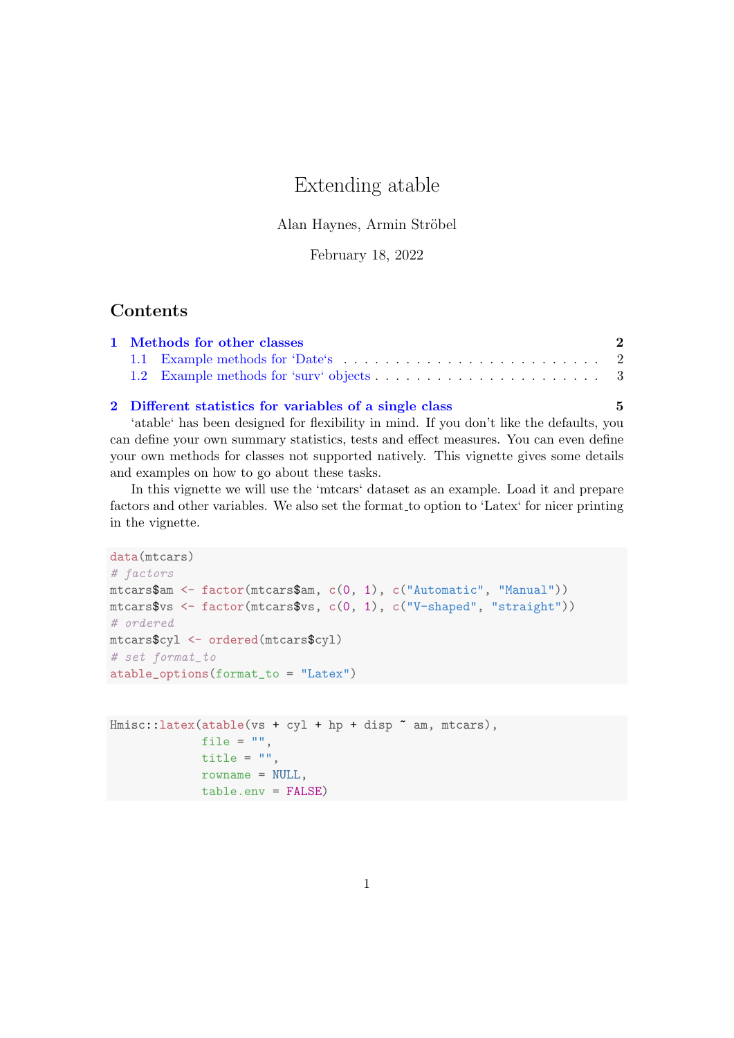# Extending atable

Alan Haynes, Armin Ströbel

February 18, 2022

## Contents

1 Methods for other classes — 2
  1.1 Example methods for 'Date's — 2
  1.2 Example methods for 'surv' objects — 3

2 Different statistics for variables of a single class — 5

'atable' has been designed for flexibility in mind. If you don't like the defaults, you can define your own summary statistics, tests and effect measures. You can even define your own methods for classes not supported natively. This vignette gives some details and examples on how to go about these tasks.

In this vignette we will use the 'mtcars' dataset as an example. Load it and prepare factors and other variables. We also set the format_to option to 'Latex' for nicer printing in the vignette.

```
data(mtcars)
# factors
mtcars$am <- factor(mtcars$am, c(0, 1), c("Automatic", "Manual"))
mtcars$vs <- factor(mtcars$vs, c(0, 1), c("V-shaped", "straight"))
# ordered
mtcars$cyl <- ordered(mtcars$cyl)
# set format_to
atable_options(format_to = "Latex")
```

```
Hmisc::latex(atable(vs + cyl + hp + disp ~ am, mtcars),
             file = "",
             title = "",
             rowname = NULL,
             table.env = FALSE)
```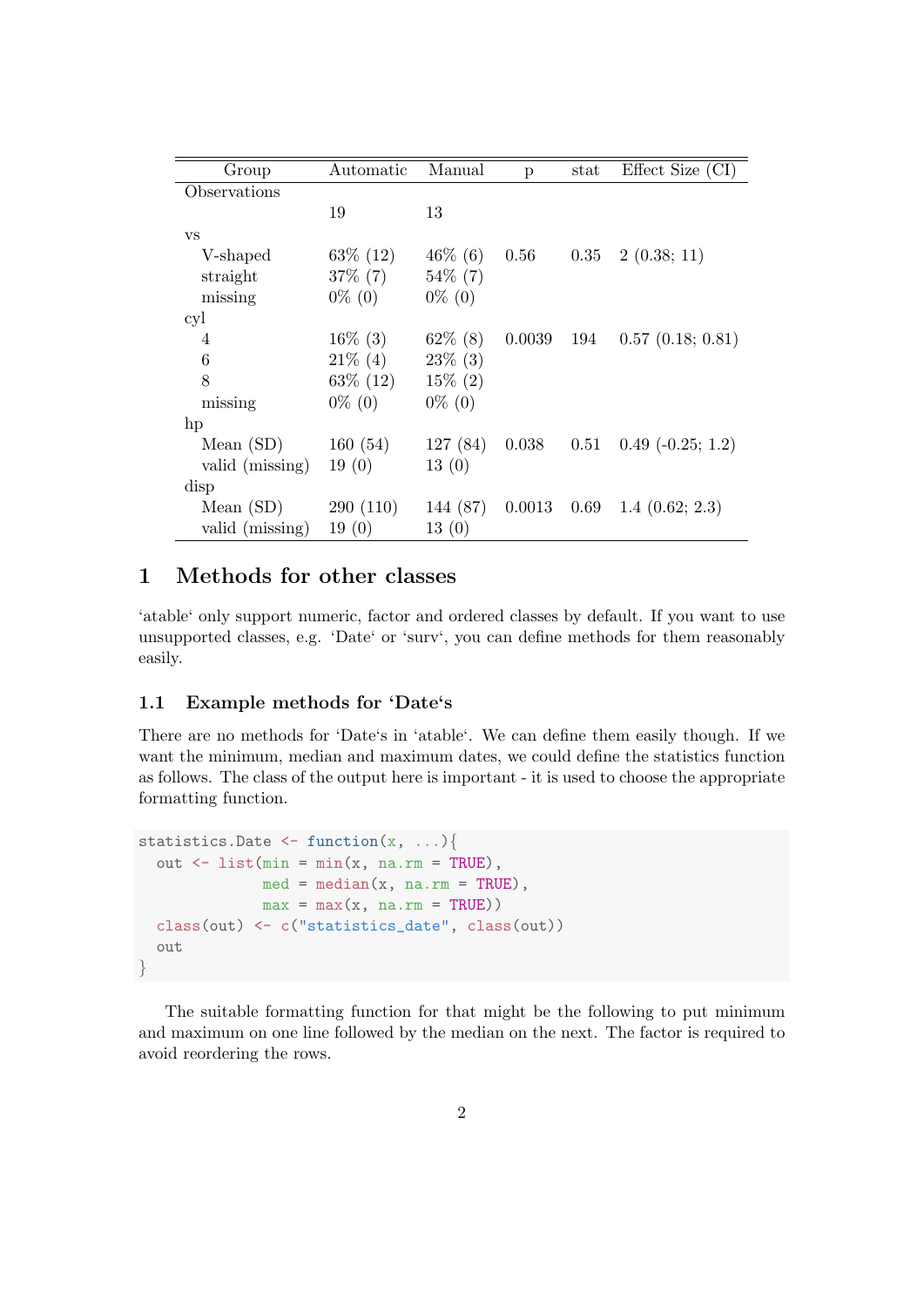| Group | Automatic | Manual | p | stat | Effect Size (CI) |
|---|---|---|---|---|---|
| Observations | | | | | |
| | 19 | 13 | | | |
| vs | | | | | |
| V-shaped | 63% (12) | 46% (6) | 0.56 | 0.35 | 2 (0.38; 11) |
| straight | 37% (7) | 54% (7) | | | |
| missing | 0% (0) | 0% (0) | | | |
| cyl | | | | | |
| 4 | 16% (3) | 62% (8) | 0.0039 | 194 | 0.57 (0.18; 0.81) |
| 6 | 21% (4) | 23% (3) | | | |
| 8 | 63% (12) | 15% (2) | | | |
| missing | 0% (0) | 0% (0) | | | |
| hp | | | | | |
| Mean (SD) | 160 (54) | 127 (84) | 0.038 | 0.51 | 0.49 (-0.25; 1.2) |
| valid (missing) | 19 (0) | 13 (0) | | | |
| disp | | | | | |
| Mean (SD) | 290 (110) | 144 (87) | 0.0013 | 0.69 | 1.4 (0.62; 2.3) |
| valid (missing) | 19 (0) | 13 (0) | | | |

# 1 Methods for other classes

'atable' only support numeric, factor and ordered classes by default. If you want to use unsupported classes, e.g. 'Date' or 'surv', you can define methods for them reasonably easily.

## 1.1 Example methods for 'Date's

There are no methods for 'Date's in 'atable'. We can define them easily though. If we want the minimum, median and maximum dates, we could define the statistics function as follows. The class of the output here is important - it is used to choose the appropriate formatting function.

```
statistics.Date <- function(x, ...){
  out <- list(min = min(x, na.rm = TRUE),
              med = median(x, na.rm = TRUE),
              max = max(x, na.rm = TRUE))
  class(out) <- c("statistics_date", class(out))
  out
}
```

The suitable formatting function for that might be the following to put minimum and maximum on one line followed by the median on the next. The factor is required to avoid reordering the rows.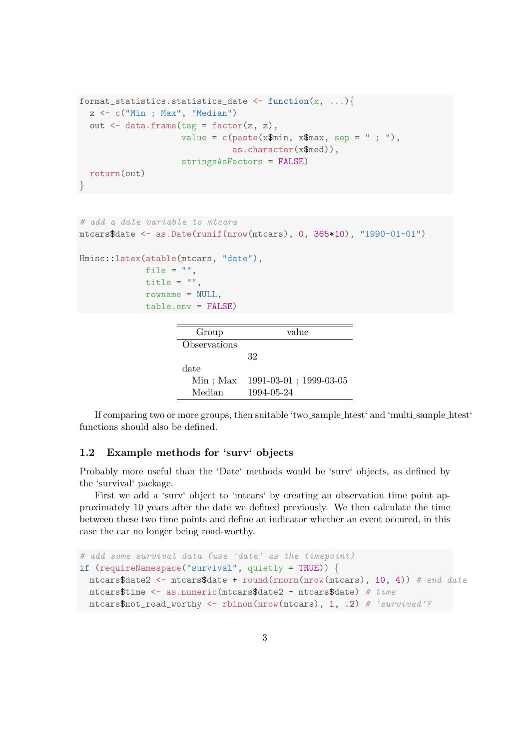```r
format_statistics.statistics_date <- function(x, ...){
  z <- c("Min ; Max", "Median")
  out <- data.frame(tag = factor(z, z),
                    value = c(paste(x$min, x$max, sep = " ; "),
                              as.character(x$med)),
                    stringsAsFactors = FALSE)
  return(out)
}
```

```r
# add a date variable to mtcars
mtcars$date <- as.Date(runif(nrow(mtcars), 0, 365*10), "1990-01-01")

Hmisc::latex(atable(mtcars, "date"),
             file = "",
             title = "",
             rowname = NULL,
             table.env = FALSE)
```

| Group | value |
|---|---|
| Observations | |
| | 32 |
| date | |
| Min ; Max | 1991-03-01 ; 1999-03-05 |
| Median | 1994-05-24 |

If comparing two or more groups, then suitable 'two_sample_htest' and 'multi_sample_htest' functions should also be defined.

### 1.2 Example methods for 'surv' objects

Probably more useful than the 'Date' methods would be 'surv' objects, as defined by the 'survival' package.

First we add a 'surv' object to 'mtcars' by creating an observation time point approximately 10 years after the date we defined previously. We then calculate the time between these two time points and define an indicator whether an event occured, in this case the car no longer being road-worthy.

```r
# add some survival data (use 'date' as the timepoint)
if (requireNamespace("survival", quietly = TRUE)) {
  mtcars$date2 <- mtcars$date + round(rnorm(nrow(mtcars), 10, 4)) # end date
  mtcars$time <- as.numeric(mtcars$date2 - mtcars$date) # time
  mtcars$not_road_worthy <- rbinom(nrow(mtcars), 1, .2) # 'survived'?
```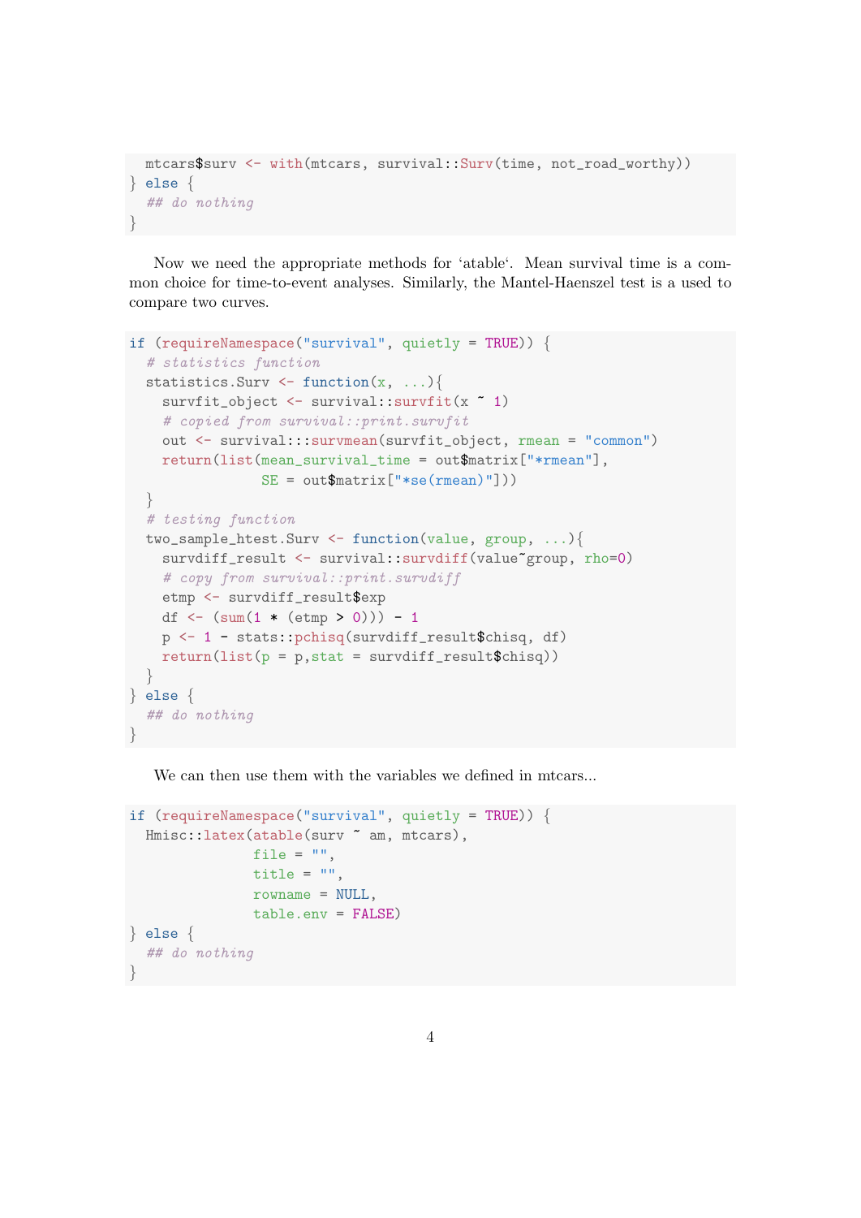```
  mtcars$surv <- with(mtcars, survival::Surv(time, not_road_worthy))
} else {
  ## do nothing
}
```

Now we need the appropriate methods for ‘atable‘. Mean survival time is a common choice for time-to-event analyses. Similarly, the Mantel-Haenszel test is a used to compare two curves.

```
if (requireNamespace("survival", quietly = TRUE)) {
  # statistics function
  statistics.Surv <- function(x, ...){
    survfit_object <- survival::survfit(x ~ 1)
    # copied from survival::print.survfit
    out <- survival:::survmean(survfit_object, rmean = "common")
    return(list(mean_survival_time = out$matrix["*rmean"],
                SE = out$matrix["*se(rmean)"]))
  }
  # testing function
  two_sample_htest.Surv <- function(value, group, ...){
    survdiff_result <- survival::survdiff(value~group, rho=0)
    # copy from survival::print.survdiff
    etmp <- survdiff_result$exp
    df <- (sum(1 * (etmp > 0))) - 1
    p <- 1 - stats::pchisq(survdiff_result$chisq, df)
    return(list(p = p,stat = survdiff_result$chisq))
  }
} else {
  ## do nothing
}
```

We can then use them with the variables we defined in mtcars...

```
if (requireNamespace("survival", quietly = TRUE)) {
  Hmisc::latex(atable(surv ~ am, mtcars),
               file = "",
               title = "",
               rowname = NULL,
               table.env = FALSE)
} else {
  ## do nothing
}
```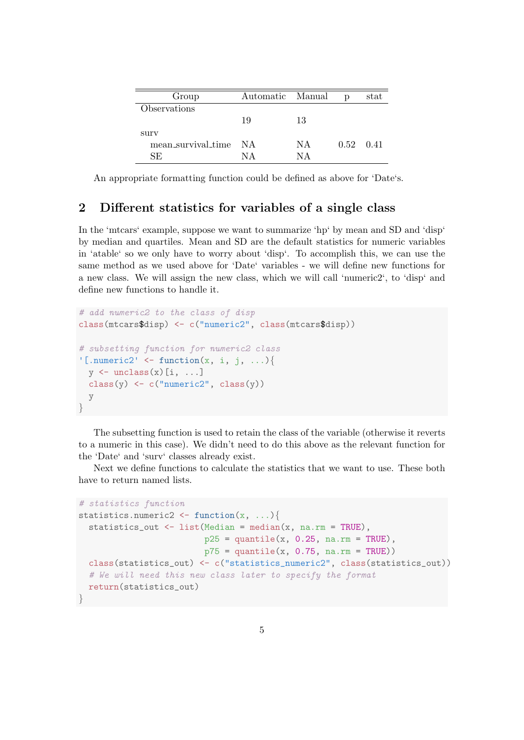| Group | Automatic | Manual | p | stat |
|---|---|---|---|---|
| Observations | | | | |
| | 19 | 13 | | |
| surv | | | | |
| mean_survival_time | NA | NA | 0.52 | 0.41 |
| SE | NA | NA | | |

An appropriate formatting function could be defined as above for 'Date's.

## 2 Different statistics for variables of a single class

In the 'mtcars' example, suppose we want to summarize 'hp' by mean and SD and 'disp' by median and quartiles. Mean and SD are the default statistics for numeric variables in 'atable' so we only have to worry about 'disp'. To accomplish this, we can use the same method as we used above for 'Date' variables - we will define new functions for a new class. We will assign the new class, which we will call 'numeric2', to 'disp' and define new functions to handle it.

```
# add numeric2 to the class of disp
class(mtcars$disp) <- c("numeric2", class(mtcars$disp))

# subsetting function for numeric2 class
'[.numeric2' <- function(x, i, j, ...){
  y <- unclass(x)[i, ...]
  class(y) <- c("numeric2", class(y))
  y
}
```

The subsetting function is used to retain the class of the variable (otherwise it reverts to a numeric in this case). We didn't need to do this above as the relevant function for the 'Date' and 'surv' classes already exist.

Next we define functions to calculate the statistics that we want to use. These both have to return named lists.

```
# statistics function
statistics.numeric2 <- function(x, ...){
  statistics_out <- list(Median = median(x, na.rm = TRUE),
                         p25 = quantile(x, 0.25, na.rm = TRUE),
                         p75 = quantile(x, 0.75, na.rm = TRUE))
  class(statistics_out) <- c("statistics_numeric2", class(statistics_out))
  # We will need this new class later to specify the format
  return(statistics_out)
}
```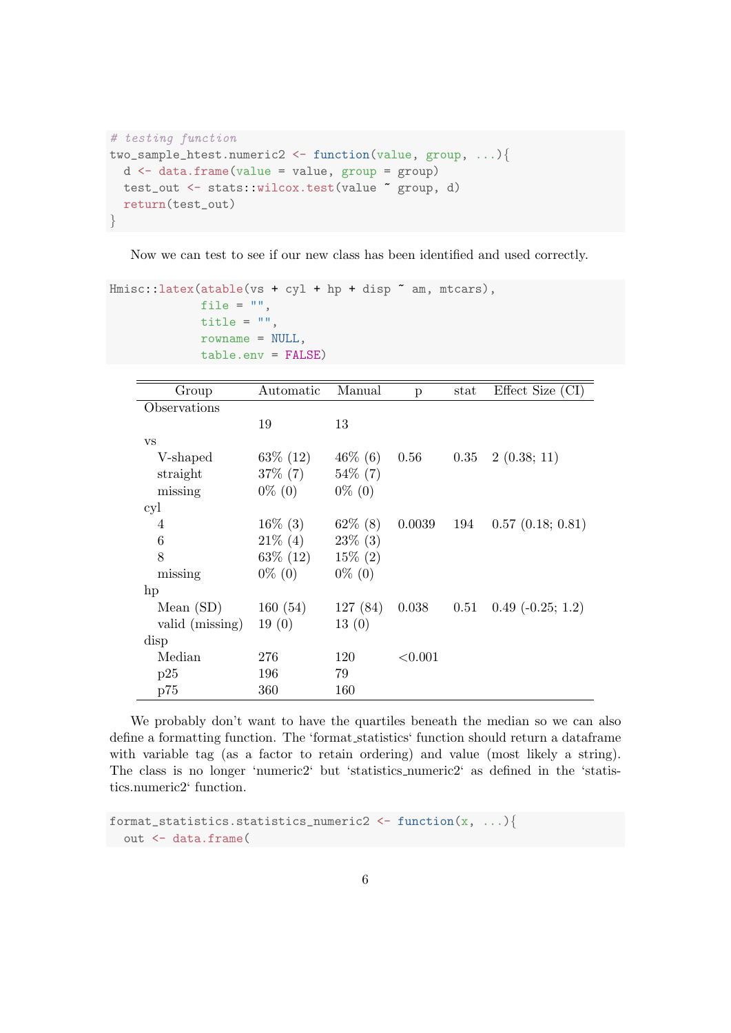```
# testing function
two_sample_htest.numeric2 <- function(value, group, ...){
  d <- data.frame(value = value, group = group)
  test_out <- stats::wilcox.test(value ~ group, d)
  return(test_out)
}
```

Now we can test to see if our new class has been identified and used correctly.

```
Hmisc::latex(atable(vs + cyl + hp + disp ~ am, mtcars),
             file = "",
             title = "",
             rowname = NULL,
             table.env = FALSE)
```

| Group | Automatic | Manual | p | stat | Effect Size (CI) |
|---|---|---|---|---|---|
| Observations | | | | | |
| | 19 | 13 | | | |
| vs | | | | | |
| V-shaped | 63% (12) | 46% (6) | 0.56 | 0.35 | 2 (0.38; 11) |
| straight | 37% (7) | 54% (7) | | | |
| missing | 0% (0) | 0% (0) | | | |
| cyl | | | | | |
| 4 | 16% (3) | 62% (8) | 0.0039 | 194 | 0.57 (0.18; 0.81) |
| 6 | 21% (4) | 23% (3) | | | |
| 8 | 63% (12) | 15% (2) | | | |
| missing | 0% (0) | 0% (0) | | | |
| hp | | | | | |
| Mean (SD) | 160 (54) | 127 (84) | 0.038 | 0.51 | 0.49 (-0.25; 1.2) |
| valid (missing) | 19 (0) | 13 (0) | | | |
| disp | | | | | |
| Median | 276 | 120 | <0.001 | | |
| p25 | 196 | 79 | | | |
| p75 | 360 | 160 | | | |

We probably don't want to have the quartiles beneath the median so we can also define a formatting function. The 'format_statistics' function should return a dataframe with variable tag (as a factor to retain ordering) and value (most likely a string). The class is no longer 'numeric2' but 'statistics_numeric2' as defined in the 'statistics.numeric2' function.

```
format_statistics.statistics_numeric2 <- function(x, ...){
  out <- data.frame(
```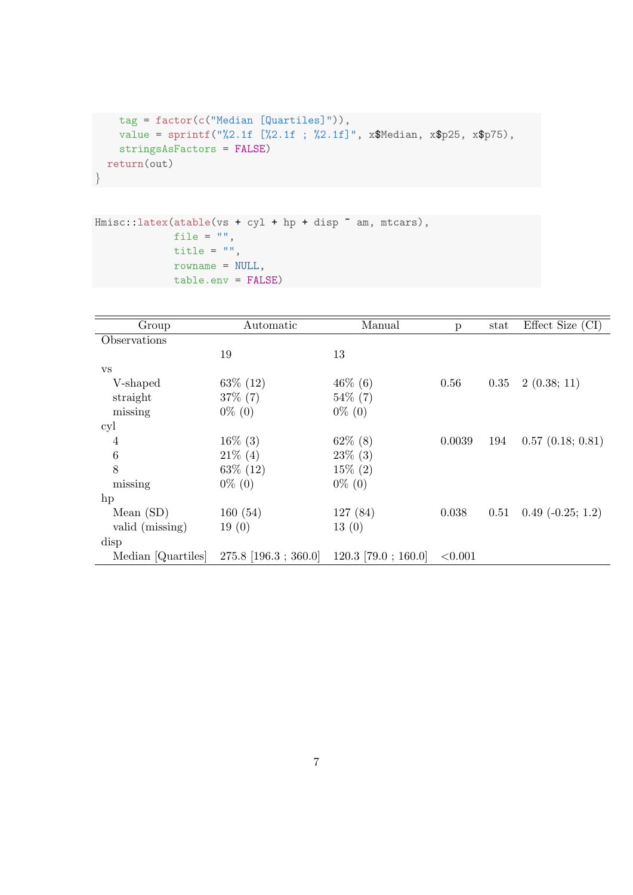```
    tag = factor(c("Median [Quartiles]")),
    value = sprintf("%2.1f [%2.1f ; %2.1f]", x$Median, x$p25, x$p75),
    stringsAsFactors = FALSE)
  return(out)
}
```

```
Hmisc::latex(atable(vs + cyl + hp + disp ~ am, mtcars),
             file = "",
             title = "",
             rowname = NULL,
             table.env = FALSE)
```

| Group | Automatic | Manual | p | stat | Effect Size (CI) |
|---|---|---|---|---|---|
| Observations | | | | | |
| | 19 | 13 | | | |
| vs | | | | | |
| V-shaped | 63% (12) | 46% (6) | 0.56 | 0.35 | 2 (0.38; 11) |
| straight | 37% (7) | 54% (7) | | | |
| missing | 0% (0) | 0% (0) | | | |
| cyl | | | | | |
| 4 | 16% (3) | 62% (8) | 0.0039 | 194 | 0.57 (0.18; 0.81) |
| 6 | 21% (4) | 23% (3) | | | |
| 8 | 63% (12) | 15% (2) | | | |
| missing | 0% (0) | 0% (0) | | | |
| hp | | | | | |
| Mean (SD) | 160 (54) | 127 (84) | 0.038 | 0.51 | 0.49 (-0.25; 1.2) |
| valid (missing) | 19 (0) | 13 (0) | | | |
| disp | | | | | |
| Median [Quartiles] | 275.8 [196.3 ; 360.0] | 120.3 [79.0 ; 160.0] | <0.001 | | |